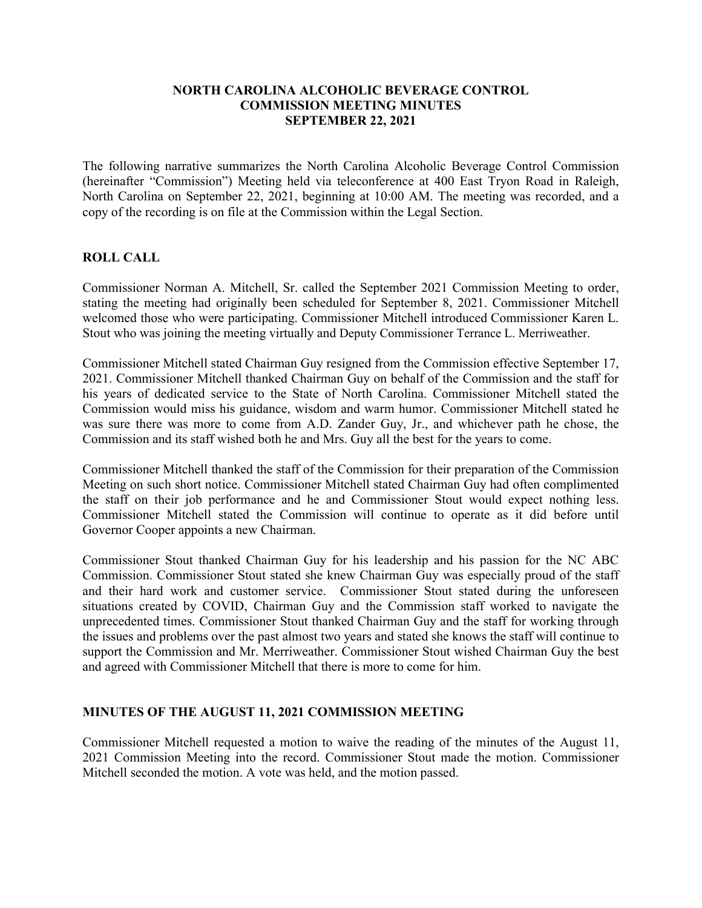# NORTH CAROLINA ALCOHOLIC BEVERAGE CONTROL COMMISSION MEETING MINUTES SEPTEMBER 22, 2021

The following narrative summarizes the North Carolina Alcoholic Beverage Control Commission (hereinafter "Commission") Meeting held via teleconference at 400 East Tryon Road in Raleigh, North Carolina on September 22, 2021, beginning at 10:00 AM. The meeting was recorded, and a copy of the recording is on file at the Commission within the Legal Section.

## ROLL CALL

Commissioner Norman A. Mitchell, Sr. called the September 2021 Commission Meeting to order, stating the meeting had originally been scheduled for September 8, 2021. Commissioner Mitchell welcomed those who were participating. Commissioner Mitchell introduced Commissioner Karen L. Stout who was joining the meeting virtually and Deputy Commissioner Terrance L. Merriweather.

Commissioner Mitchell stated Chairman Guy resigned from the Commission effective September 17, 2021. Commissioner Mitchell thanked Chairman Guy on behalf of the Commission and the staff for his years of dedicated service to the State of North Carolina. Commissioner Mitchell stated the Commission would miss his guidance, wisdom and warm humor. Commissioner Mitchell stated he was sure there was more to come from A.D. Zander Guy, Jr., and whichever path he chose, the Commission and its staff wished both he and Mrs. Guy all the best for the years to come.

Commissioner Mitchell thanked the staff of the Commission for their preparation of the Commission Meeting on such short notice. Commissioner Mitchell stated Chairman Guy had often complimented the staff on their job performance and he and Commissioner Stout would expect nothing less. Commissioner Mitchell stated the Commission will continue to operate as it did before until Governor Cooper appoints a new Chairman.

Commissioner Stout thanked Chairman Guy for his leadership and his passion for the NC ABC Commission. Commissioner Stout stated she knew Chairman Guy was especially proud of the staff and their hard work and customer service. Commissioner Stout stated during the unforeseen situations created by COVID, Chairman Guy and the Commission staff worked to navigate the unprecedented times. Commissioner Stout thanked Chairman Guy and the staff for working through the issues and problems over the past almost two years and stated she knows the staff will continue to support the Commission and Mr. Merriweather. Commissioner Stout wished Chairman Guy the best and agreed with Commissioner Mitchell that there is more to come for him.

## MINUTES OF THE AUGUST 11, 2021 COMMISSION MEETING

Commissioner Mitchell requested a motion to waive the reading of the minutes of the August 11, 2021 Commission Meeting into the record. Commissioner Stout made the motion. Commissioner Mitchell seconded the motion. A vote was held, and the motion passed.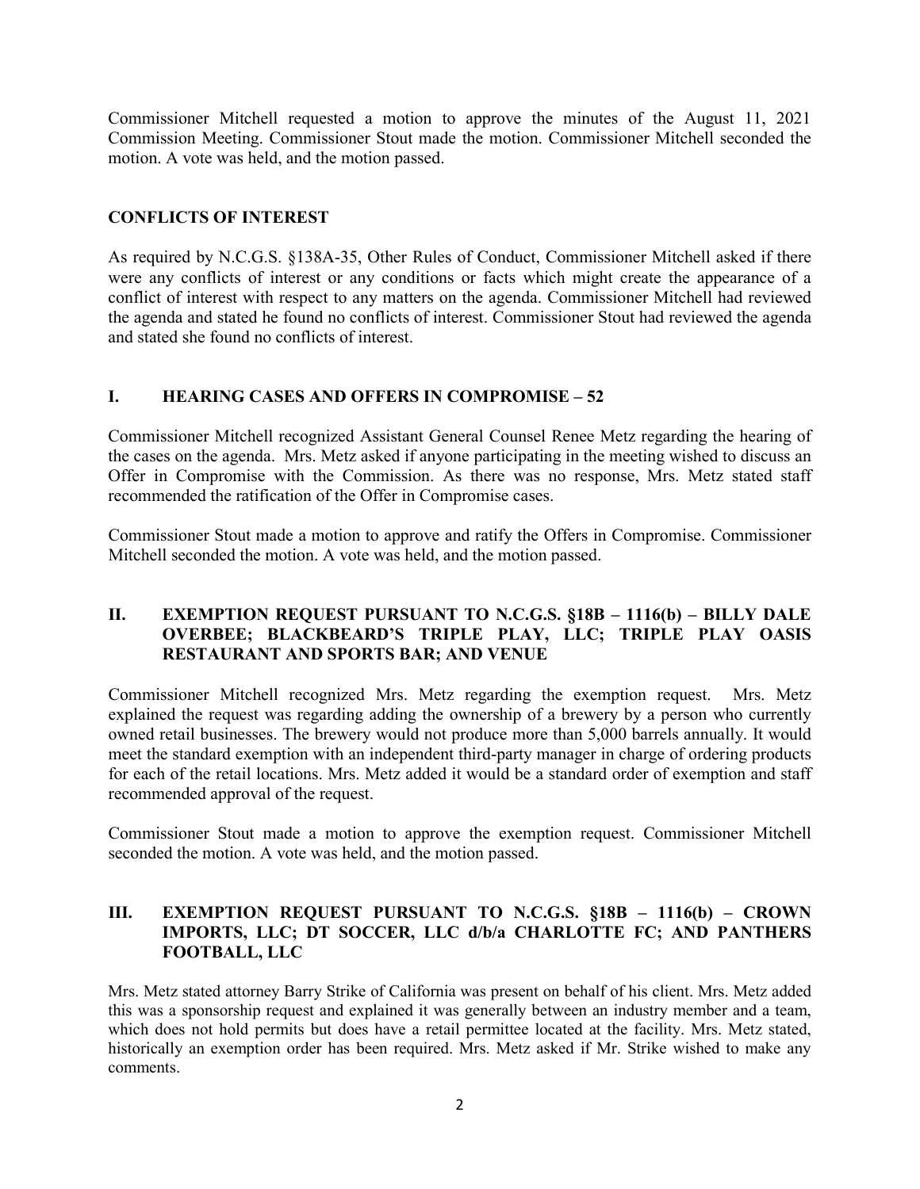Commissioner Mitchell requested a motion to approve the minutes of the August 11, 2021 Commission Meeting. Commissioner Stout made the motion. Commissioner Mitchell seconded the motion. A vote was held, and the motion passed.

## CONFLICTS OF INTEREST

As required by N.C.G.S. §138A-35, Other Rules of Conduct, Commissioner Mitchell asked if there were any conflicts of interest or any conditions or facts which might create the appearance of a conflict of interest with respect to any matters on the agenda. Commissioner Mitchell had reviewed the agenda and stated he found no conflicts of interest. Commissioner Stout had reviewed the agenda and stated she found no conflicts of interest.

## I. HEARING CASES AND OFFERS IN COMPROMISE – 52

Commissioner Mitchell recognized Assistant General Counsel Renee Metz regarding the hearing of the cases on the agenda. Mrs. Metz asked if anyone participating in the meeting wished to discuss an Offer in Compromise with the Commission. As there was no response, Mrs. Metz stated staff recommended the ratification of the Offer in Compromise cases.

Commissioner Stout made a motion to approve and ratify the Offers in Compromise. Commissioner Mitchell seconded the motion. A vote was held, and the motion passed.

## II. EXEMPTION REQUEST PURSUANT TO N.C.G.S. §18B – 1116(b) – BILLY DALE OVERBEE; BLACKBEARD'S TRIPLE PLAY, LLC; TRIPLE PLAY OASIS RESTAURANT AND SPORTS BAR; AND VENUE

Commissioner Mitchell recognized Mrs. Metz regarding the exemption request. Mrs. Metz explained the request was regarding adding the ownership of a brewery by a person who currently owned retail businesses. The brewery would not produce more than 5,000 barrels annually. It would meet the standard exemption with an independent third-party manager in charge of ordering products for each of the retail locations. Mrs. Metz added it would be a standard order of exemption and staff recommended approval of the request.

Commissioner Stout made a motion to approve the exemption request. Commissioner Mitchell seconded the motion. A vote was held, and the motion passed.

## III. EXEMPTION REQUEST PURSUANT TO N.C.G.S. §18B – 1116(b) – CROWN IMPORTS, LLC; DT SOCCER, LLC d/b/a CHARLOTTE FC; AND PANTHERS FOOTBALL, LLC

Mrs. Metz stated attorney Barry Strike of California was present on behalf of his client. Mrs. Metz added this was a sponsorship request and explained it was generally between an industry member and a team, which does not hold permits but does have a retail permittee located at the facility. Mrs. Metz stated, historically an exemption order has been required. Mrs. Metz asked if Mr. Strike wished to make any comments.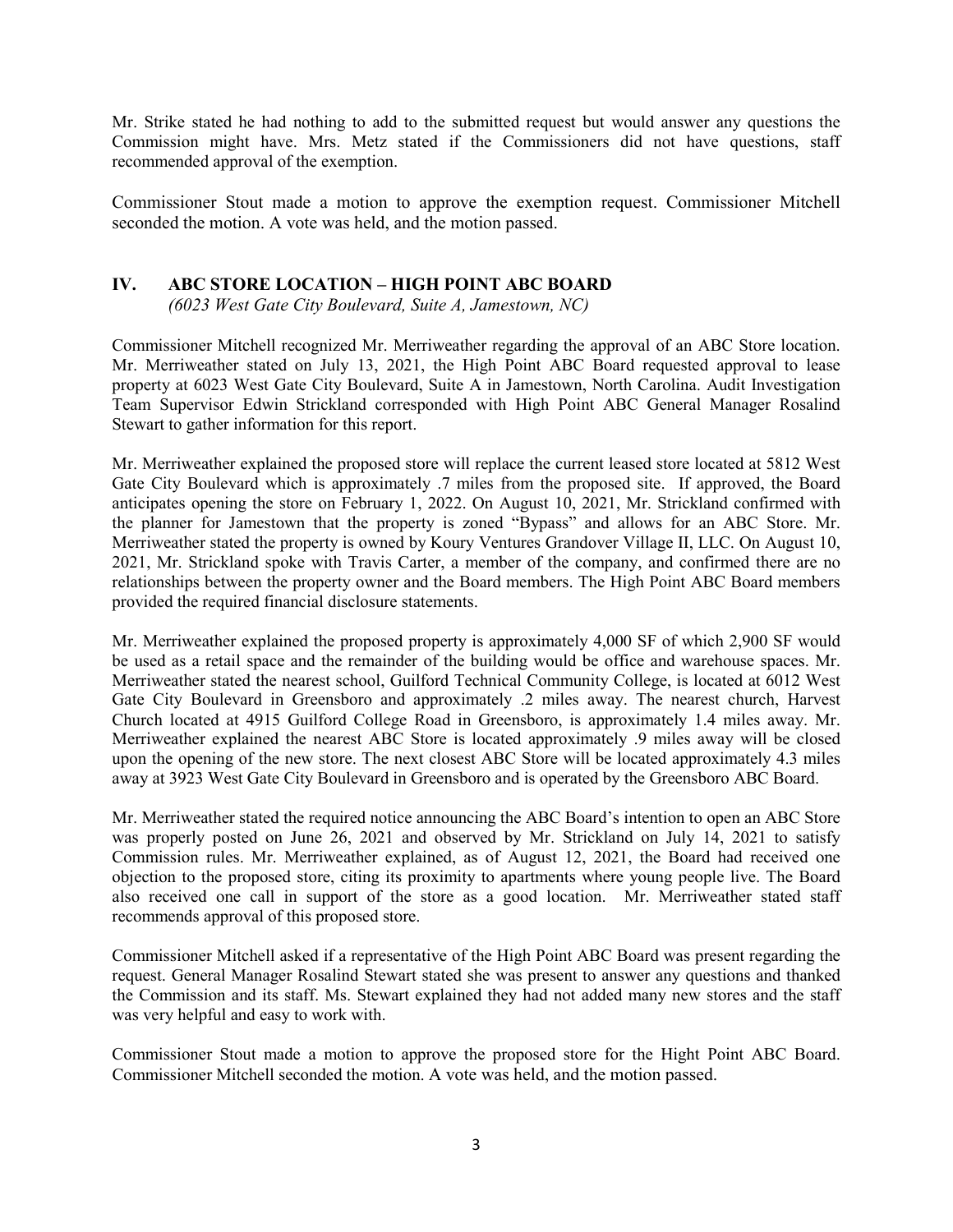Mr. Strike stated he had nothing to add to the submitted request but would answer any questions the Commission might have. Mrs. Metz stated if the Commissioners did not have questions, staff recommended approval of the exemption.

Commissioner Stout made a motion to approve the exemption request. Commissioner Mitchell seconded the motion. A vote was held, and the motion passed.

## IV. ABC STORE LOCATION – HIGH POINT ABC BOARD

*(6023 West Gate City Boulevard, Suite A, Jamestown, NC)*

Commissioner Mitchell recognized Mr. Merriweather regarding the approval of an ABC Store location. Mr. Merriweather stated on July 13, 2021, the High Point ABC Board requested approval to lease property at 6023 West Gate City Boulevard, Suite A in Jamestown, North Carolina. Audit Investigation Team Supervisor Edwin Strickland corresponded with High Point ABC General Manager Rosalind Stewart to gather information for this report.

Mr. Merriweather explained the proposed store will replace the current leased store located at 5812 West Gate City Boulevard which is approximately .7 miles from the proposed site. If approved, the Board anticipates opening the store on February 1, 2022. On August 10, 2021, Mr. Strickland confirmed with the planner for Jamestown that the property is zoned "Bypass" and allows for an ABC Store. Mr. Merriweather stated the property is owned by Koury Ventures Grandover Village II, LLC. On August 10, 2021, Mr. Strickland spoke with Travis Carter, a member of the company, and confirmed there are no relationships between the property owner and the Board members. The High Point ABC Board members provided the required financial disclosure statements.

Mr. Merriweather explained the proposed property is approximately 4,000 SF of which 2,900 SF would be used as a retail space and the remainder of the building would be office and warehouse spaces. Mr. Merriweather stated the nearest school, Guilford Technical Community College, is located at 6012 West Gate City Boulevard in Greensboro and approximately .2 miles away. The nearest church, Harvest Church located at 4915 Guilford College Road in Greensboro, is approximately 1.4 miles away. Mr. Merriweather explained the nearest ABC Store is located approximately .9 miles away will be closed upon the opening of the new store. The next closest ABC Store will be located approximately 4.3 miles away at 3923 West Gate City Boulevard in Greensboro and is operated by the Greensboro ABC Board.

Mr. Merriweather stated the required notice announcing the ABC Board's intention to open an ABC Store was properly posted on June 26, 2021 and observed by Mr. Strickland on July 14, 2021 to satisfy Commission rules. Mr. Merriweather explained, as of August 12, 2021, the Board had received one objection to the proposed store, citing its proximity to apartments where young people live. The Board also received one call in support of the store as a good location. Mr. Merriweather stated staff recommends approval of this proposed store.

Commissioner Mitchell asked if a representative of the High Point ABC Board was present regarding the request. General Manager Rosalind Stewart stated she was present to answer any questions and thanked the Commission and its staff. Ms. Stewart explained they had not added many new stores and the staff was very helpful and easy to work with.

Commissioner Stout made a motion to approve the proposed store for the Hight Point ABC Board. Commissioner Mitchell seconded the motion. A vote was held, and the motion passed.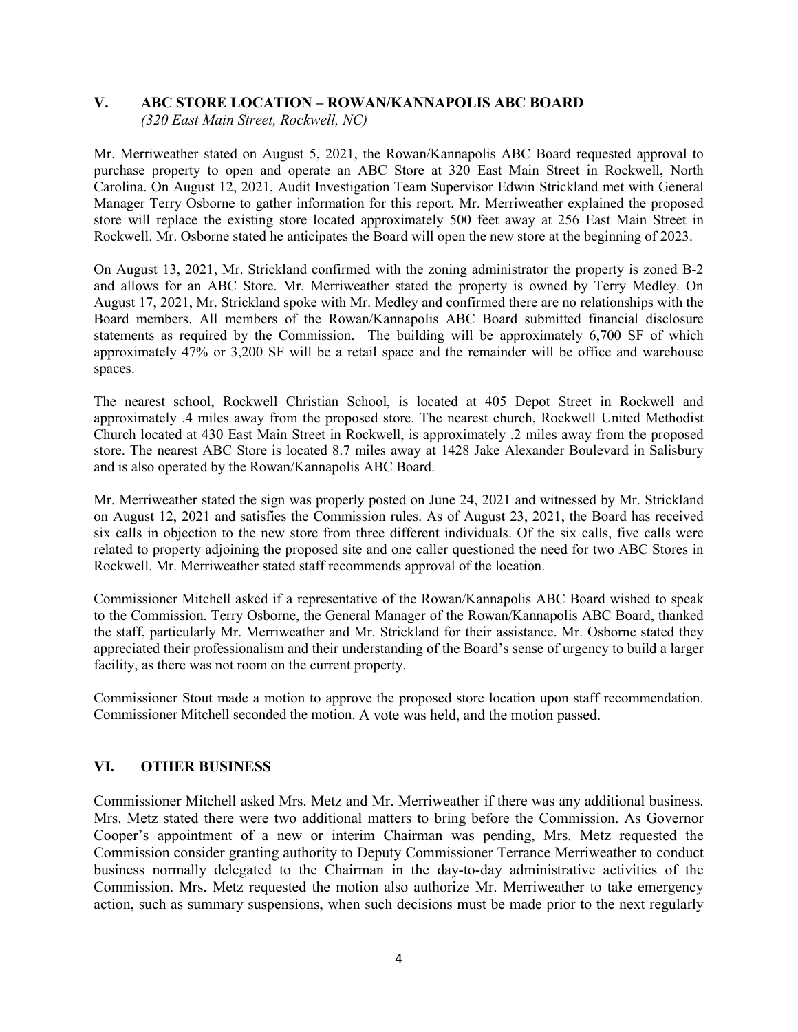## V. ABC STORE LOCATION – ROWAN/KANNAPOLIS ABC BOARD

*(320 East Main Street, Rockwell, NC)*

Mr. Merriweather stated on August 5, 2021, the Rowan/Kannapolis ABC Board requested approval to purchase property to open and operate an ABC Store at 320 East Main Street in Rockwell, North Carolina. On August 12, 2021, Audit Investigation Team Supervisor Edwin Strickland met with General Manager Terry Osborne to gather information for this report. Mr. Merriweather explained the proposed store will replace the existing store located approximately 500 feet away at 256 East Main Street in Rockwell. Mr. Osborne stated he anticipates the Board will open the new store at the beginning of 2023.

On August 13, 2021, Mr. Strickland confirmed with the zoning administrator the property is zoned B-2 and allows for an ABC Store. Mr. Merriweather stated the property is owned by Terry Medley. On August 17, 2021, Mr. Strickland spoke with Mr. Medley and confirmed there are no relationships with the Board members. All members of the Rowan/Kannapolis ABC Board submitted financial disclosure statements as required by the Commission. The building will be approximately 6,700 SF of which approximately 47% or 3,200 SF will be a retail space and the remainder will be office and warehouse spaces.

The nearest school, Rockwell Christian School, is located at 405 Depot Street in Rockwell and approximately .4 miles away from the proposed store. The nearest church, Rockwell United Methodist Church located at 430 East Main Street in Rockwell, is approximately .2 miles away from the proposed store. The nearest ABC Store is located 8.7 miles away at 1428 Jake Alexander Boulevard in Salisbury and is also operated by the Rowan/Kannapolis ABC Board.

Mr. Merriweather stated the sign was properly posted on June 24, 2021 and witnessed by Mr. Strickland on August 12, 2021 and satisfies the Commission rules. As of August 23, 2021, the Board has received six calls in objection to the new store from three different individuals. Of the six calls, five calls were related to property adjoining the proposed site and one caller questioned the need for two ABC Stores in Rockwell. Mr. Merriweather stated staff recommends approval of the location.

Commissioner Mitchell asked if a representative of the Rowan/Kannapolis ABC Board wished to speak to the Commission. Terry Osborne, the General Manager of the Rowan/Kannapolis ABC Board, thanked the staff, particularly Mr. Merriweather and Mr. Strickland for their assistance. Mr. Osborne stated they appreciated their professionalism and their understanding of the Board's sense of urgency to build a larger facility, as there was not room on the current property.

Commissioner Stout made a motion to approve the proposed store location upon staff recommendation. Commissioner Mitchell seconded the motion. A vote was held, and the motion passed.

## VI. OTHER BUSINESS

Commissioner Mitchell asked Mrs. Metz and Mr. Merriweather if there was any additional business. Mrs. Metz stated there were two additional matters to bring before the Commission. As Governor Cooper's appointment of a new or interim Chairman was pending, Mrs. Metz requested the Commission consider granting authority to Deputy Commissioner Terrance Merriweather to conduct business normally delegated to the Chairman in the day-to-day administrative activities of the Commission. Mrs. Metz requested the motion also authorize Mr. Merriweather to take emergency action, such as summary suspensions, when such decisions must be made prior to the next regularly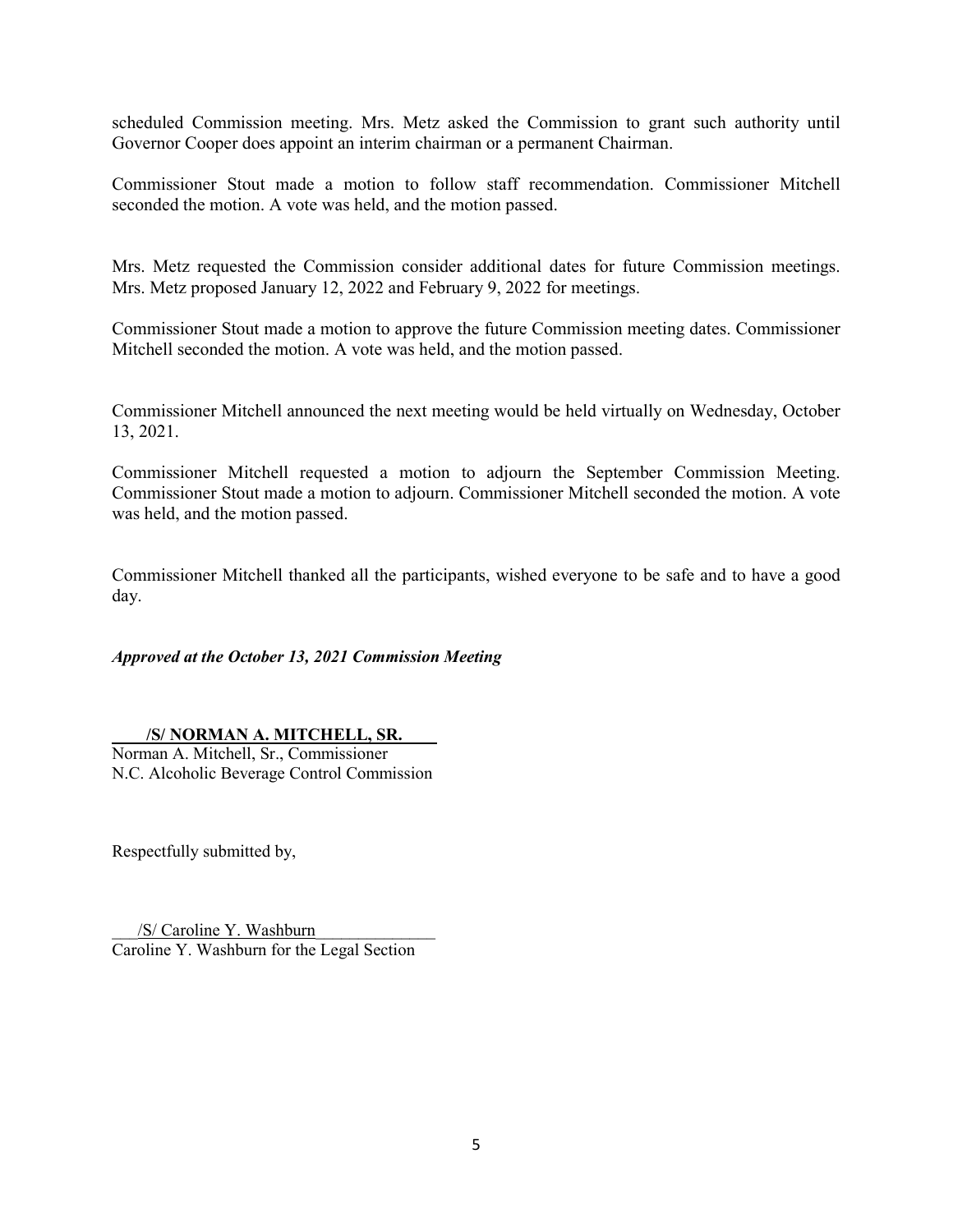scheduled Commission meeting. Mrs. Metz asked the Commission to grant such authority until Governor Cooper does appoint an interim chairman or a permanent Chairman.

Commissioner Stout made a motion to follow staff recommendation. Commissioner Mitchell seconded the motion. A vote was held, and the motion passed.

Mrs. Metz requested the Commission consider additional dates for future Commission meetings. Mrs. Metz proposed January 12, 2022 and February 9, 2022 for meetings.

Commissioner Stout made a motion to approve the future Commission meeting dates. Commissioner Mitchell seconded the motion. A vote was held, and the motion passed.

Commissioner Mitchell announced the next meeting would be held virtually on Wednesday, October 13, 2021.

Commissioner Mitchell requested a motion to adjourn the September Commission Meeting. Commissioner Stout made a motion to adjourn. Commissioner Mitchell seconded the motion. A vote was held, and the motion passed.

Commissioner Mitchell thanked all the participants, wished everyone to be safe and to have a good day.

***Approved at the October 13, 2021 Commission Meeting***

**/S/ NORMAN A. MITCHELL, SR.**
Norman A. Mitchell, Sr., Commissioner
N.C. Alcoholic Beverage Control Commission

Respectfully submitted by,

/S/ Caroline Y. Washburn
Caroline Y. Washburn for the Legal Section